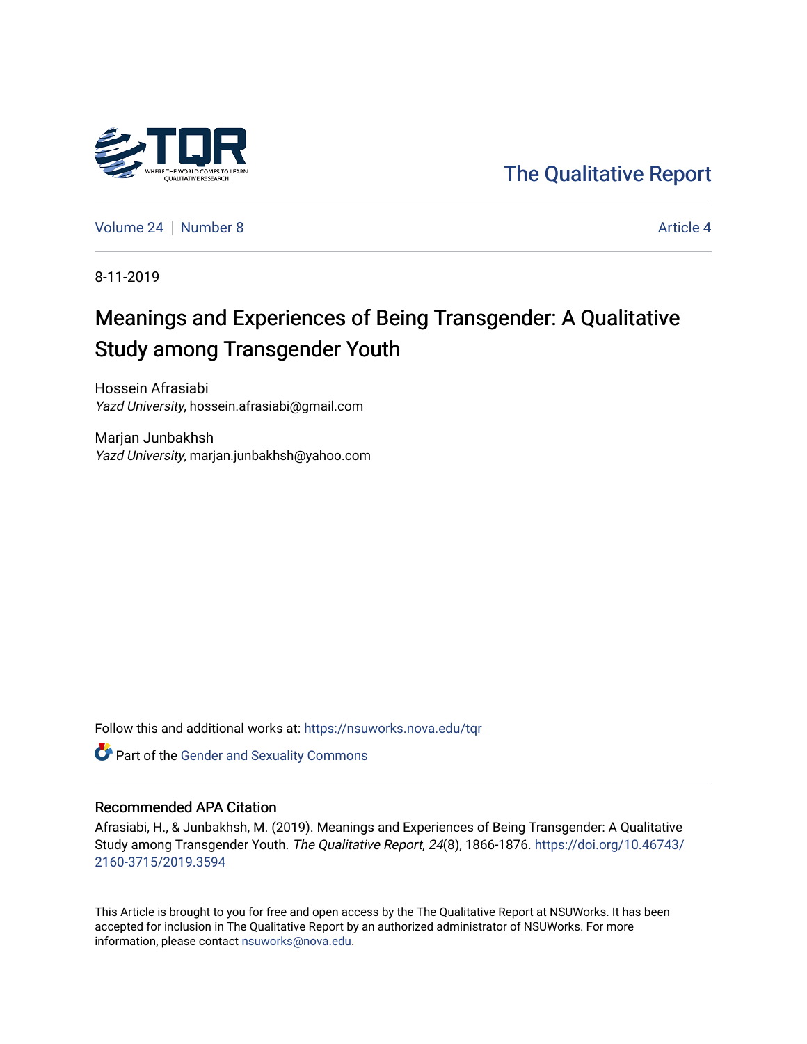The Qualitative Report

Volume 24 | Number 8 | Article 4

8-11-2019

# Meanings and Experiences of Being Transgender: A Qualitative Study among Transgender Youth

Hossein Afrasiabi
*Yazd University*, hossein.afrasiabi@gmail.com

Marjan Junbakhsh
*Yazd University*, marjan.junbakhsh@yahoo.com

Follow this and additional works at: https://nsuworks.nova.edu/tqr

Part of the Gender and Sexuality Commons

## Recommended APA Citation

Afrasiabi, H., & Junbakhsh, M. (2019). Meanings and Experiences of Being Transgender: A Qualitative Study among Transgender Youth. *The Qualitative Report*, *24*(8), 1866-1876. https://doi.org/10.46743/2160-3715/2019.3594

This Article is brought to you for free and open access by the The Qualitative Report at NSUWorks. It has been accepted for inclusion in The Qualitative Report by an authorized administrator of NSUWorks. For more information, please contact nsuworks@nova.edu.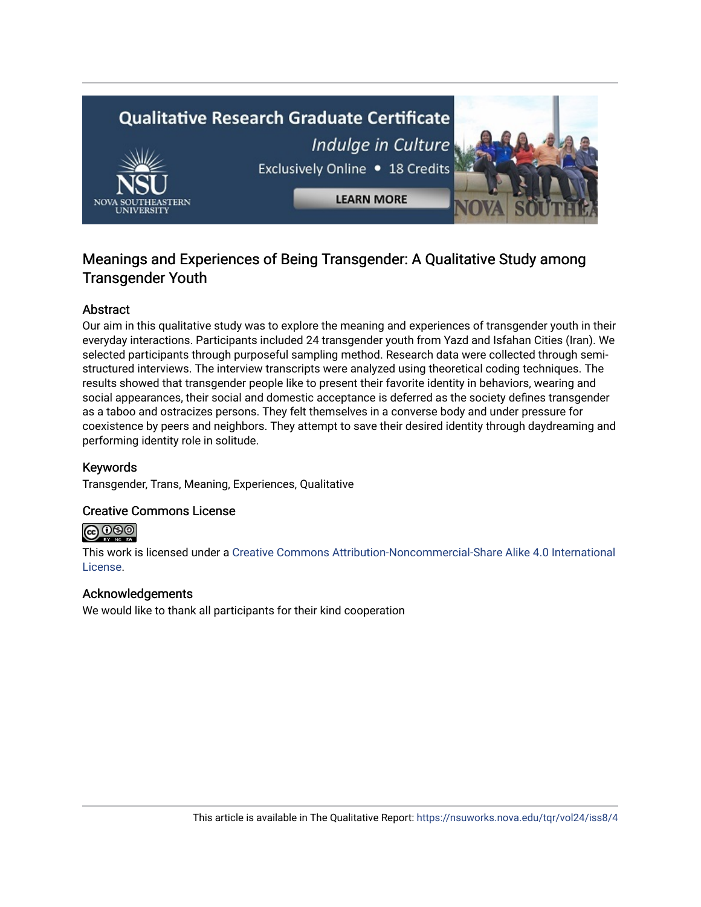# Meanings and Experiences of Being Transgender: A Qualitative Study among Transgender Youth

## Abstract

Our aim in this qualitative study was to explore the meaning and experiences of transgender youth in their everyday interactions. Participants included 24 transgender youth from Yazd and Isfahan Cities (Iran). We selected participants through purposeful sampling method. Research data were collected through semi-structured interviews. The interview transcripts were analyzed using theoretical coding techniques. The results showed that transgender people like to present their favorite identity in behaviors, wearing and social appearances, their social and domestic acceptance is deferred as the society defines transgender as a taboo and ostracizes persons. They felt themselves in a converse body and under pressure for coexistence by peers and neighbors. They attempt to save their desired identity through daydreaming and performing identity role in solitude.

## Keywords

Transgender, Trans, Meaning, Experiences, Qualitative

## Creative Commons License

This work is licensed under a Creative Commons Attribution-Noncommercial-Share Alike 4.0 International License.

## Acknowledgements

We would like to thank all participants for their kind cooperation

This article is available in The Qualitative Report: https://nsuworks.nova.edu/tqr/vol24/iss8/4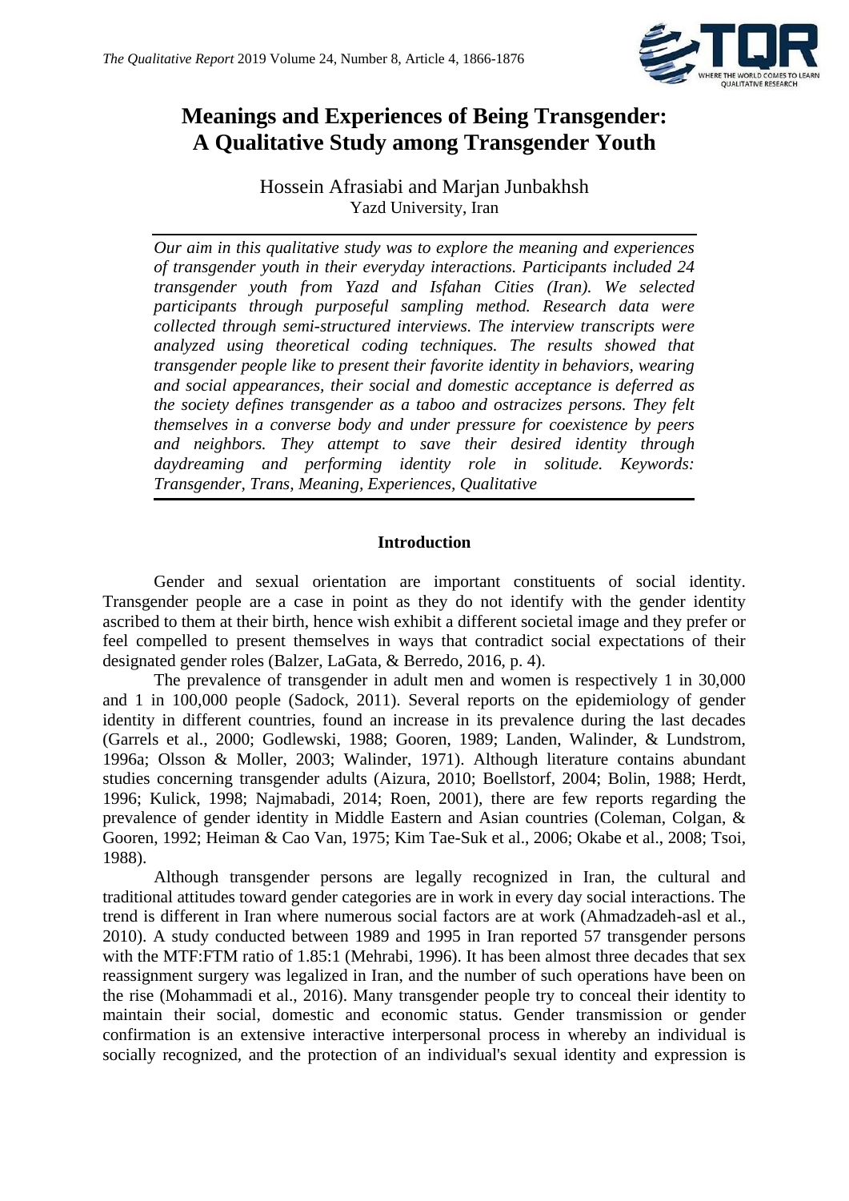# Meanings and Experiences of Being Transgender: A Qualitative Study among Transgender Youth

Hossein Afrasiabi and Marjan Junbakhsh
Yazd University, Iran

*Our aim in this qualitative study was to explore the meaning and experiences of transgender youth in their everyday interactions. Participants included 24 transgender youth from Yazd and Isfahan Cities (Iran). We selected participants through purposeful sampling method. Research data were collected through semi-structured interviews. The interview transcripts were analyzed using theoretical coding techniques. The results showed that transgender people like to present their favorite identity in behaviors, wearing and social appearances, their social and domestic acceptance is deferred as the society defines transgender as a taboo and ostracizes persons. They felt themselves in a converse body and under pressure for coexistence by peers and neighbors. They attempt to save their desired identity through daydreaming and performing identity role in solitude. Keywords: Transgender, Trans, Meaning, Experiences, Qualitative*

## Introduction

Gender and sexual orientation are important constituents of social identity. Transgender people are a case in point as they do not identify with the gender identity ascribed to them at their birth, hence wish exhibit a different societal image and they prefer or feel compelled to present themselves in ways that contradict social expectations of their designated gender roles (Balzer, LaGata, & Berredo, 2016, p. 4).

The prevalence of transgender in adult men and women is respectively 1 in 30,000 and 1 in 100,000 people (Sadock, 2011). Several reports on the epidemiology of gender identity in different countries, found an increase in its prevalence during the last decades (Garrels et al., 2000; Godlewski, 1988; Gooren, 1989; Landen, Walinder, & Lundstrom, 1996a; Olsson & Moller, 2003; Walinder, 1971). Although literature contains abundant studies concerning transgender adults (Aizura, 2010; Boellstorf, 2004; Bolin, 1988; Herdt, 1996; Kulick, 1998; Najmabadi, 2014; Roen, 2001), there are few reports regarding the prevalence of gender identity in Middle Eastern and Asian countries (Coleman, Colgan, & Gooren, 1992; Heiman & Cao Van, 1975; Kim Tae-Suk et al., 2006; Okabe et al., 2008; Tsoi, 1988).

Although transgender persons are legally recognized in Iran, the cultural and traditional attitudes toward gender categories are in work in every day social interactions. The trend is different in Iran where numerous social factors are at work (Ahmadzadeh-asl et al., 2010). A study conducted between 1989 and 1995 in Iran reported 57 transgender persons with the MTF:FTM ratio of 1.85:1 (Mehrabi, 1996). It has been almost three decades that sex reassignment surgery was legalized in Iran, and the number of such operations have been on the rise (Mohammadi et al., 2016). Many transgender people try to conceal their identity to maintain their social, domestic and economic status. Gender transmission or gender confirmation is an extensive interactive interpersonal process in whereby an individual is socially recognized, and the protection of an individual's sexual identity and expression is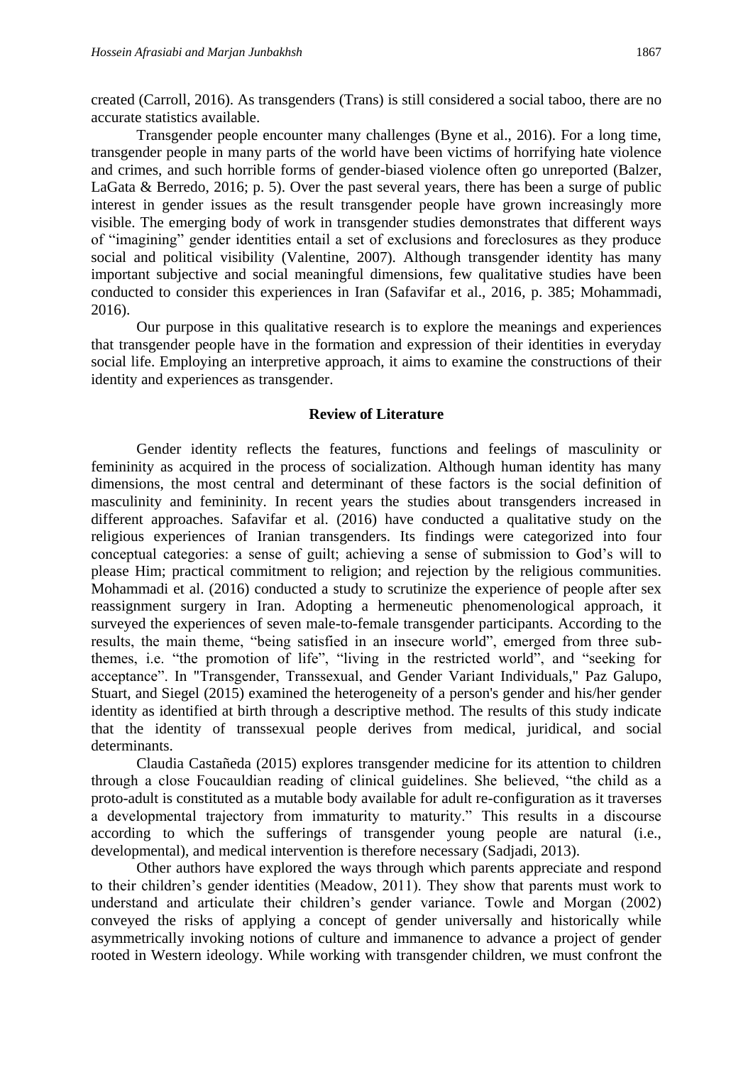created (Carroll, 2016). As transgenders (Trans) is still considered a social taboo, there are no accurate statistics available.

Transgender people encounter many challenges (Byne et al., 2016). For a long time, transgender people in many parts of the world have been victims of horrifying hate violence and crimes, and such horrible forms of gender-biased violence often go unreported (Balzer, LaGata & Berredo, 2016; p. 5). Over the past several years, there has been a surge of public interest in gender issues as the result transgender people have grown increasingly more visible. The emerging body of work in transgender studies demonstrates that different ways of "imagining" gender identities entail a set of exclusions and foreclosures as they produce social and political visibility (Valentine, 2007). Although transgender identity has many important subjective and social meaningful dimensions, few qualitative studies have been conducted to consider this experiences in Iran (Safavifar et al., 2016, p. 385; Mohammadi, 2016).

Our purpose in this qualitative research is to explore the meanings and experiences that transgender people have in the formation and expression of their identities in everyday social life. Employing an interpretive approach, it aims to examine the constructions of their identity and experiences as transgender.

## Review of Literature

Gender identity reflects the features, functions and feelings of masculinity or femininity as acquired in the process of socialization. Although human identity has many dimensions, the most central and determinant of these factors is the social definition of masculinity and femininity. In recent years the studies about transgenders increased in different approaches. Safavifar et al. (2016) have conducted a qualitative study on the religious experiences of Iranian transgenders. Its findings were categorized into four conceptual categories: a sense of guilt; achieving a sense of submission to God's will to please Him; practical commitment to religion; and rejection by the religious communities. Mohammadi et al. (2016) conducted a study to scrutinize the experience of people after sex reassignment surgery in Iran. Adopting a hermeneutic phenomenological approach, it surveyed the experiences of seven male-to-female transgender participants. According to the results, the main theme, "being satisfied in an insecure world", emerged from three sub-themes, i.e. "the promotion of life", "living in the restricted world", and "seeking for acceptance". In "Transgender, Transsexual, and Gender Variant Individuals," Paz Galupo, Stuart, and Siegel (2015) examined the heterogeneity of a person's gender and his/her gender identity as identified at birth through a descriptive method. The results of this study indicate that the identity of transsexual people derives from medical, juridical, and social determinants.

Claudia Castañeda (2015) explores transgender medicine for its attention to children through a close Foucauldian reading of clinical guidelines. She believed, "the child as a proto-adult is constituted as a mutable body available for adult re-configuration as it traverses a developmental trajectory from immaturity to maturity." This results in a discourse according to which the sufferings of transgender young people are natural (i.e., developmental), and medical intervention is therefore necessary (Sadjadi, 2013).

Other authors have explored the ways through which parents appreciate and respond to their children's gender identities (Meadow, 2011). They show that parents must work to understand and articulate their children's gender variance. Towle and Morgan (2002) conveyed the risks of applying a concept of gender universally and historically while asymmetrically invoking notions of culture and immanence to advance a project of gender rooted in Western ideology. While working with transgender children, we must confront the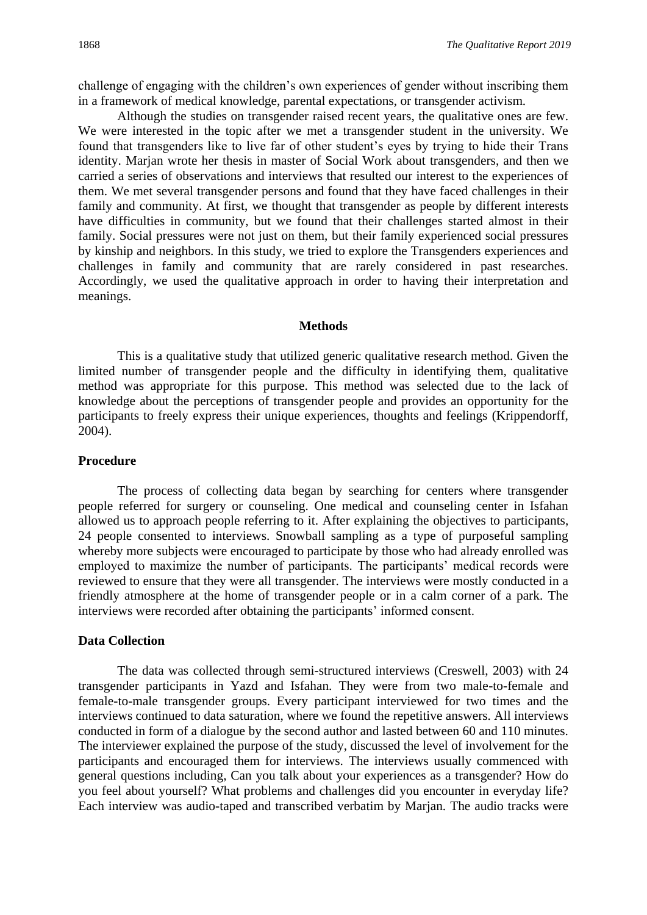challenge of engaging with the children's own experiences of gender without inscribing them in a framework of medical knowledge, parental expectations, or transgender activism.

Although the studies on transgender raised recent years, the qualitative ones are few. We were interested in the topic after we met a transgender student in the university. We found that transgenders like to live far of other student's eyes by trying to hide their Trans identity. Marjan wrote her thesis in master of Social Work about transgenders, and then we carried a series of observations and interviews that resulted our interest to the experiences of them. We met several transgender persons and found that they have faced challenges in their family and community. At first, we thought that transgender as people by different interests have difficulties in community, but we found that their challenges started almost in their family. Social pressures were not just on them, but their family experienced social pressures by kinship and neighbors. In this study, we tried to explore the Transgenders experiences and challenges in family and community that are rarely considered in past researches. Accordingly, we used the qualitative approach in order to having their interpretation and meanings.

## Methods

This is a qualitative study that utilized generic qualitative research method. Given the limited number of transgender people and the difficulty in identifying them, qualitative method was appropriate for this purpose. This method was selected due to the lack of knowledge about the perceptions of transgender people and provides an opportunity for the participants to freely express their unique experiences, thoughts and feelings (Krippendorff, 2004).

### Procedure

The process of collecting data began by searching for centers where transgender people referred for surgery or counseling. One medical and counseling center in Isfahan allowed us to approach people referring to it. After explaining the objectives to participants, 24 people consented to interviews. Snowball sampling as a type of purposeful sampling whereby more subjects were encouraged to participate by those who had already enrolled was employed to maximize the number of participants. The participants' medical records were reviewed to ensure that they were all transgender. The interviews were mostly conducted in a friendly atmosphere at the home of transgender people or in a calm corner of a park. The interviews were recorded after obtaining the participants' informed consent.

### Data Collection

The data was collected through semi-structured interviews (Creswell, 2003) with 24 transgender participants in Yazd and Isfahan. They were from two male-to-female and female-to-male transgender groups. Every participant interviewed for two times and the interviews continued to data saturation, where we found the repetitive answers. All interviews conducted in form of a dialogue by the second author and lasted between 60 and 110 minutes. The interviewer explained the purpose of the study, discussed the level of involvement for the participants and encouraged them for interviews. The interviews usually commenced with general questions including, Can you talk about your experiences as a transgender? How do you feel about yourself? What problems and challenges did you encounter in everyday life? Each interview was audio-taped and transcribed verbatim by Marjan. The audio tracks were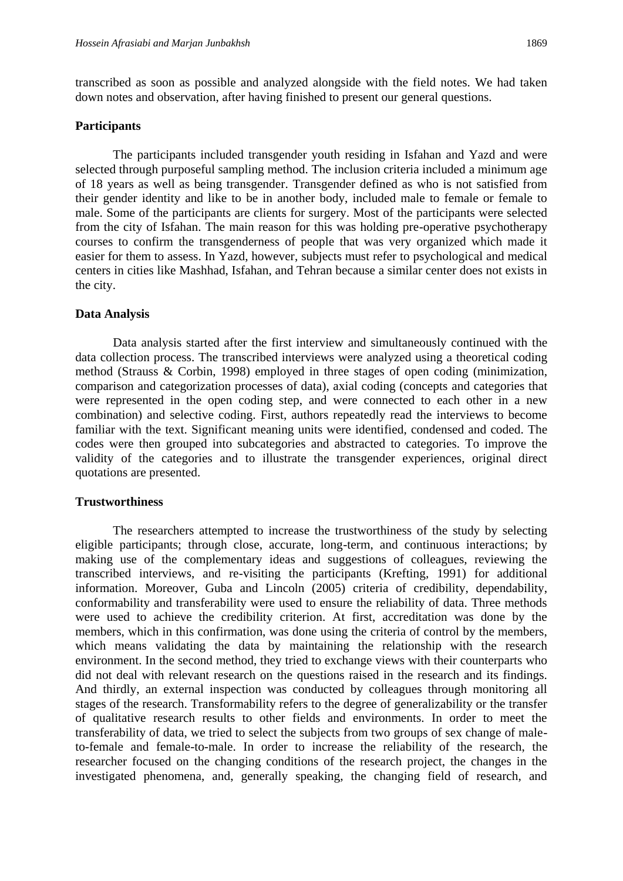transcribed as soon as possible and analyzed alongside with the field notes. We had taken down notes and observation, after having finished to present our general questions.

## Participants

The participants included transgender youth residing in Isfahan and Yazd and were selected through purposeful sampling method. The inclusion criteria included a minimum age of 18 years as well as being transgender. Transgender defined as who is not satisfied from their gender identity and like to be in another body, included male to female or female to male. Some of the participants are clients for surgery. Most of the participants were selected from the city of Isfahan. The main reason for this was holding pre-operative psychotherapy courses to confirm the transgenderness of people that was very organized which made it easier for them to assess. In Yazd, however, subjects must refer to psychological and medical centers in cities like Mashhad, Isfahan, and Tehran because a similar center does not exists in the city.

## Data Analysis

Data analysis started after the first interview and simultaneously continued with the data collection process. The transcribed interviews were analyzed using a theoretical coding method (Strauss & Corbin, 1998) employed in three stages of open coding (minimization, comparison and categorization processes of data), axial coding (concepts and categories that were represented in the open coding step, and were connected to each other in a new combination) and selective coding. First, authors repeatedly read the interviews to become familiar with the text. Significant meaning units were identified, condensed and coded. The codes were then grouped into subcategories and abstracted to categories. To improve the validity of the categories and to illustrate the transgender experiences, original direct quotations are presented.

## Trustworthiness

The researchers attempted to increase the trustworthiness of the study by selecting eligible participants; through close, accurate, long-term, and continuous interactions; by making use of the complementary ideas and suggestions of colleagues, reviewing the transcribed interviews, and re-visiting the participants (Krefting, 1991) for additional information. Moreover, Guba and Lincoln (2005) criteria of credibility, dependability, conformability and transferability were used to ensure the reliability of data. Three methods were used to achieve the credibility criterion. At first, accreditation was done by the members, which in this confirmation, was done using the criteria of control by the members, which means validating the data by maintaining the relationship with the research environment. In the second method, they tried to exchange views with their counterparts who did not deal with relevant research on the questions raised in the research and its findings. And thirdly, an external inspection was conducted by colleagues through monitoring all stages of the research. Transformability refers to the degree of generalizability or the transfer of qualitative research results to other fields and environments. In order to meet the transferability of data, we tried to select the subjects from two groups of sex change of male-to-female and female-to-male. In order to increase the reliability of the research, the researcher focused on the changing conditions of the research project, the changes in the investigated phenomena, and, generally speaking, the changing field of research, and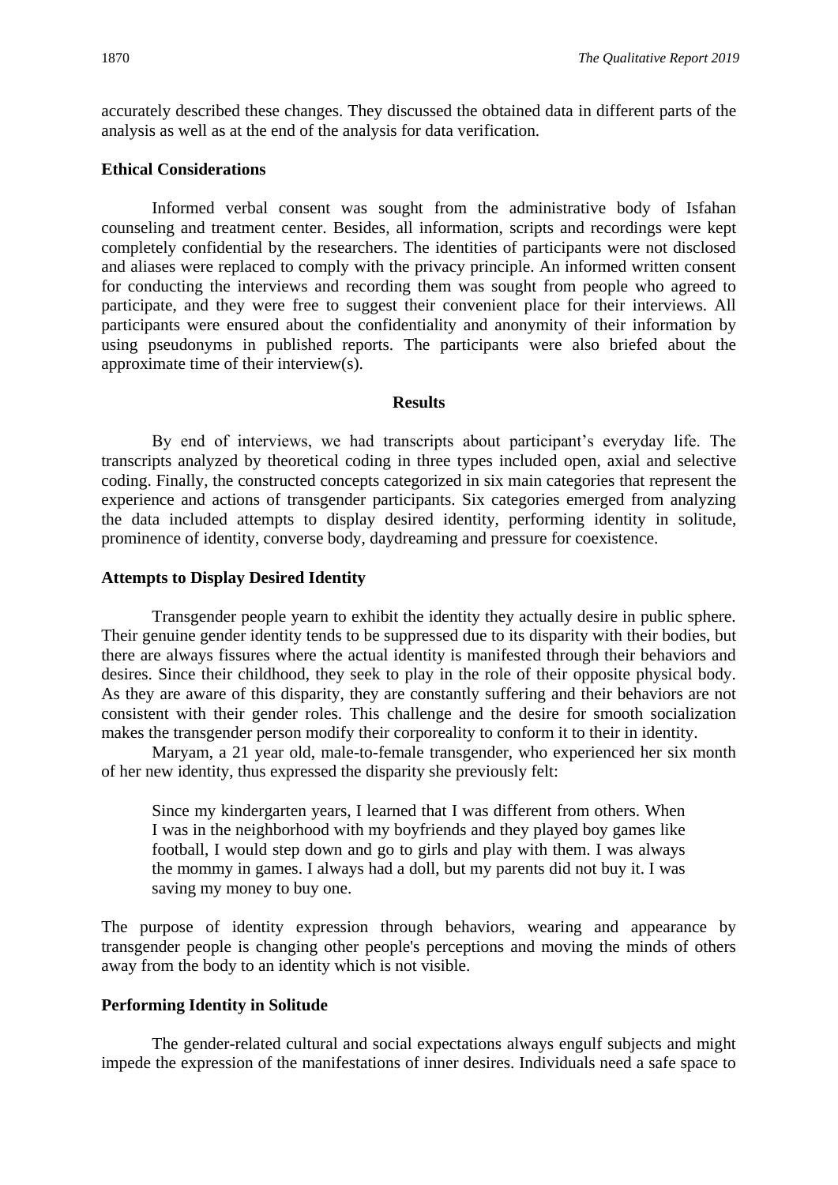accurately described these changes. They discussed the obtained data in different parts of the analysis as well as at the end of the analysis for data verification.

## Ethical Considerations

Informed verbal consent was sought from the administrative body of Isfahan counseling and treatment center. Besides, all information, scripts and recordings were kept completely confidential by the researchers. The identities of participants were not disclosed and aliases were replaced to comply with the privacy principle. An informed written consent for conducting the interviews and recording them was sought from people who agreed to participate, and they were free to suggest their convenient place for their interviews. All participants were ensured about the confidentiality and anonymity of their information by using pseudonyms in published reports. The participants were also briefed about the approximate time of their interview(s).

# Results

By end of interviews, we had transcripts about participant's everyday life. The transcripts analyzed by theoretical coding in three types included open, axial and selective coding. Finally, the constructed concepts categorized in six main categories that represent the experience and actions of transgender participants. Six categories emerged from analyzing the data included attempts to display desired identity, performing identity in solitude, prominence of identity, converse body, daydreaming and pressure for coexistence.

## Attempts to Display Desired Identity

Transgender people yearn to exhibit the identity they actually desire in public sphere. Their genuine gender identity tends to be suppressed due to its disparity with their bodies, but there are always fissures where the actual identity is manifested through their behaviors and desires. Since their childhood, they seek to play in the role of their opposite physical body. As they are aware of this disparity, they are constantly suffering and their behaviors are not consistent with their gender roles. This challenge and the desire for smooth socialization makes the transgender person modify their corporeality to conform it to their in identity.

Maryam, a 21 year old, male-to-female transgender, who experienced her six month of her new identity, thus expressed the disparity she previously felt:

> Since my kindergarten years, I learned that I was different from others. When I was in the neighborhood with my boyfriends and they played boy games like football, I would step down and go to girls and play with them. I was always the mommy in games. I always had a doll, but my parents did not buy it. I was saving my money to buy one.

The purpose of identity expression through behaviors, wearing and appearance by transgender people is changing other people's perceptions and moving the minds of others away from the body to an identity which is not visible.

## Performing Identity in Solitude

The gender-related cultural and social expectations always engulf subjects and might impede the expression of the manifestations of inner desires. Individuals need a safe space to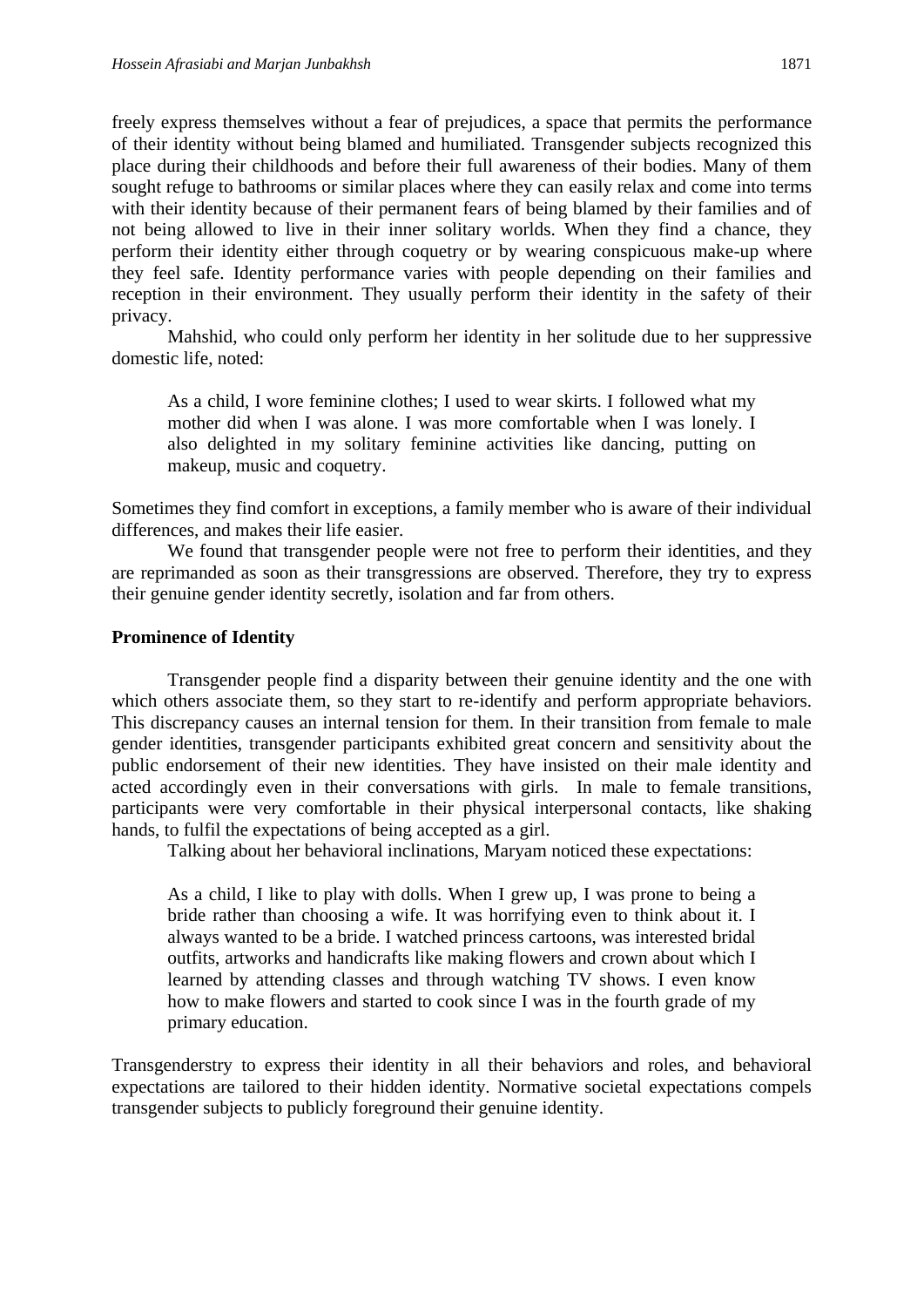freely express themselves without a fear of prejudices, a space that permits the performance of their identity without being blamed and humiliated. Transgender subjects recognized this place during their childhoods and before their full awareness of their bodies. Many of them sought refuge to bathrooms or similar places where they can easily relax and come into terms with their identity because of their permanent fears of being blamed by their families and of not being allowed to live in their inner solitary worlds. When they find a chance, they perform their identity either through coquetry or by wearing conspicuous make-up where they feel safe. Identity performance varies with people depending on their families and reception in their environment. They usually perform their identity in the safety of their privacy.

Mahshid, who could only perform her identity in her solitude due to her suppressive domestic life, noted:

> As a child, I wore feminine clothes; I used to wear skirts. I followed what my mother did when I was alone. I was more comfortable when I was lonely. I also delighted in my solitary feminine activities like dancing, putting on makeup, music and coquetry.

Sometimes they find comfort in exceptions, a family member who is aware of their individual differences, and makes their life easier.

We found that transgender people were not free to perform their identities, and they are reprimanded as soon as their transgressions are observed. Therefore, they try to express their genuine gender identity secretly, isolation and far from others.

**Prominence of Identity**

Transgender people find a disparity between their genuine identity and the one with which others associate them, so they start to re-identify and perform appropriate behaviors. This discrepancy causes an internal tension for them. In their transition from female to male gender identities, transgender participants exhibited great concern and sensitivity about the public endorsement of their new identities. They have insisted on their male identity and acted accordingly even in their conversations with girls. In male to female transitions, participants were very comfortable in their physical interpersonal contacts, like shaking hands, to fulfil the expectations of being accepted as a girl.

Talking about her behavioral inclinations, Maryam noticed these expectations:

> As a child, I like to play with dolls. When I grew up, I was prone to being a bride rather than choosing a wife. It was horrifying even to think about it. I always wanted to be a bride. I watched princess cartoons, was interested bridal outfits, artworks and handicrafts like making flowers and crown about which I learned by attending classes and through watching TV shows. I even know how to make flowers and started to cook since I was in the fourth grade of my primary education.

Transgenderstry to express their identity in all their behaviors and roles, and behavioral expectations are tailored to their hidden identity. Normative societal expectations compels transgender subjects to publicly foreground their genuine identity.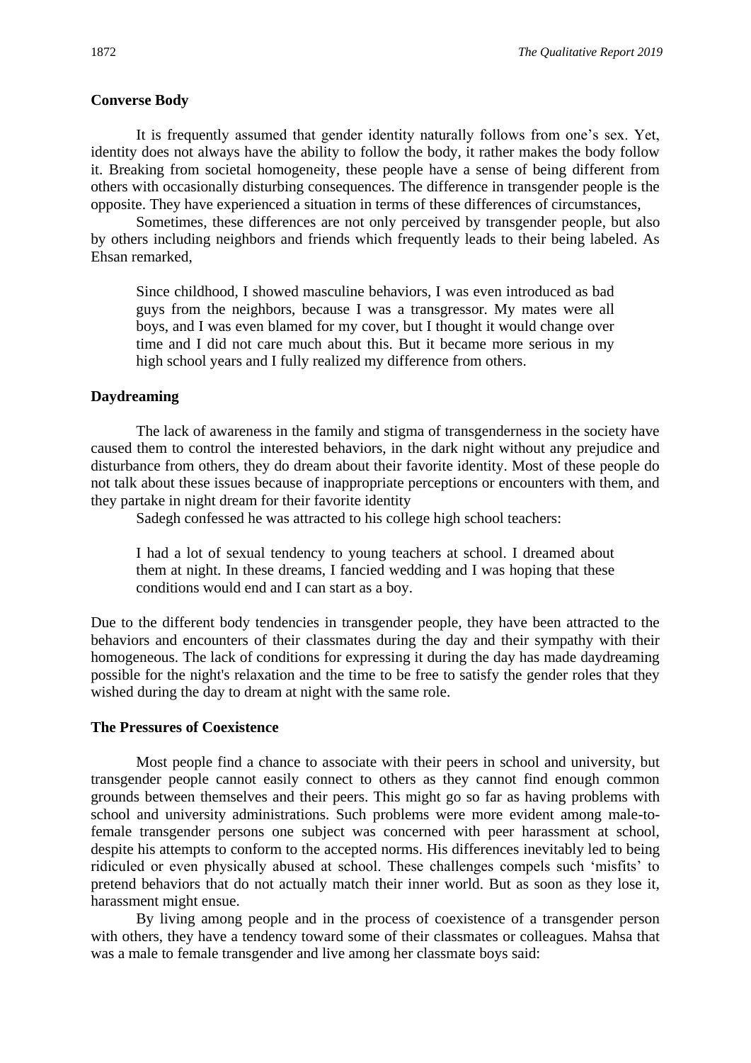### Converse Body

It is frequently assumed that gender identity naturally follows from one's sex. Yet, identity does not always have the ability to follow the body, it rather makes the body follow it. Breaking from societal homogeneity, these people have a sense of being different from others with occasionally disturbing consequences. The difference in transgender people is the opposite. They have experienced a situation in terms of these differences of circumstances,

Sometimes, these differences are not only perceived by transgender people, but also by others including neighbors and friends which frequently leads to their being labeled. As Ehsan remarked,

> Since childhood, I showed masculine behaviors, I was even introduced as bad guys from the neighbors, because I was a transgressor. My mates were all boys, and I was even blamed for my cover, but I thought it would change over time and I did not care much about this. But it became more serious in my high school years and I fully realized my difference from others.

### Daydreaming

The lack of awareness in the family and stigma of transgenderness in the society have caused them to control the interested behaviors, in the dark night without any prejudice and disturbance from others, they do dream about their favorite identity. Most of these people do not talk about these issues because of inappropriate perceptions or encounters with them, and they partake in night dream for their favorite identity

Sadegh confessed he was attracted to his college high school teachers:

> I had a lot of sexual tendency to young teachers at school. I dreamed about them at night. In these dreams, I fancied wedding and I was hoping that these conditions would end and I can start as a boy.

Due to the different body tendencies in transgender people, they have been attracted to the behaviors and encounters of their classmates during the day and their sympathy with their homogeneous. The lack of conditions for expressing it during the day has made daydreaming possible for the night's relaxation and the time to be free to satisfy the gender roles that they wished during the day to dream at night with the same role.

### The Pressures of Coexistence

Most people find a chance to associate with their peers in school and university, but transgender people cannot easily connect to others as they cannot find enough common grounds between themselves and their peers. This might go so far as having problems with school and university administrations. Such problems were more evident among male-to-female transgender persons one subject was concerned with peer harassment at school, despite his attempts to conform to the accepted norms. His differences inevitably led to being ridiculed or even physically abused at school. These challenges compels such 'misfits' to pretend behaviors that do not actually match their inner world. But as soon as they lose it, harassment might ensue.

By living among people and in the process of coexistence of a transgender person with others, they have a tendency toward some of their classmates or colleagues. Mahsa that was a male to female transgender and live among her classmate boys said: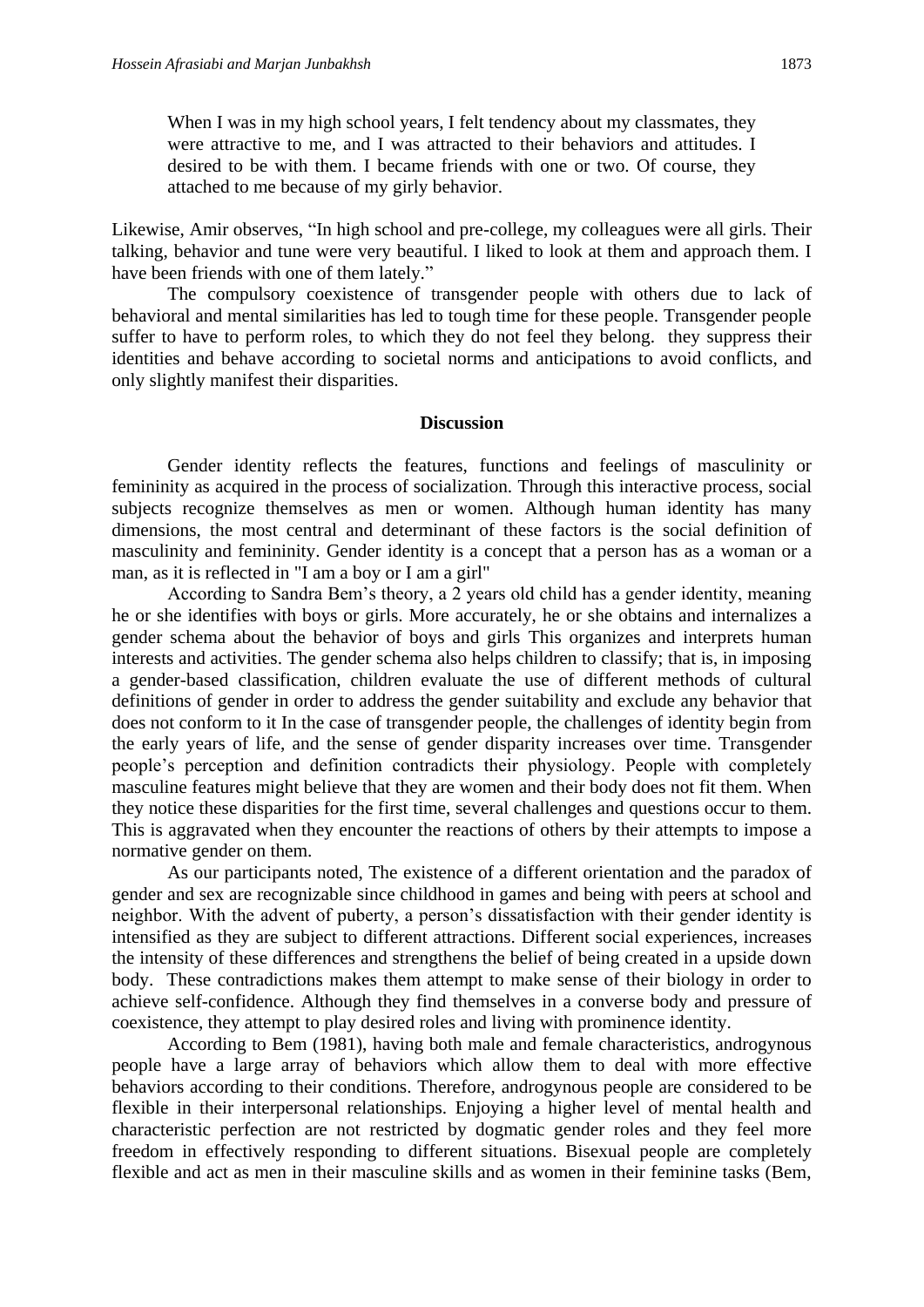> When I was in my high school years, I felt tendency about my classmates, they were attractive to me, and I was attracted to their behaviors and attitudes. I desired to be with them. I became friends with one or two. Of course, they attached to me because of my girly behavior.

Likewise, Amir observes, "In high school and pre-college, my colleagues were all girls. Their talking, behavior and tune were very beautiful. I liked to look at them and approach them. I have been friends with one of them lately."

The compulsory coexistence of transgender people with others due to lack of behavioral and mental similarities has led to tough time for these people. Transgender people suffer to have to perform roles, to which they do not feel they belong. they suppress their identities and behave according to societal norms and anticipations to avoid conflicts, and only slightly manifest their disparities.

## Discussion

Gender identity reflects the features, functions and feelings of masculinity or femininity as acquired in the process of socialization. Through this interactive process, social subjects recognize themselves as men or women. Although human identity has many dimensions, the most central and determinant of these factors is the social definition of masculinity and femininity. Gender identity is a concept that a person has as a woman or a man, as it is reflected in "I am a boy or I am a girl"

According to Sandra Bem's theory, a 2 years old child has a gender identity, meaning he or she identifies with boys or girls. More accurately, he or she obtains and internalizes a gender schema about the behavior of boys and girls This organizes and interprets human interests and activities. The gender schema also helps children to classify; that is, in imposing a gender-based classification, children evaluate the use of different methods of cultural definitions of gender in order to address the gender suitability and exclude any behavior that does not conform to it In the case of transgender people, the challenges of identity begin from the early years of life, and the sense of gender disparity increases over time. Transgender people's perception and definition contradicts their physiology. People with completely masculine features might believe that they are women and their body does not fit them. When they notice these disparities for the first time, several challenges and questions occur to them. This is aggravated when they encounter the reactions of others by their attempts to impose a normative gender on them.

As our participants noted, The existence of a different orientation and the paradox of gender and sex are recognizable since childhood in games and being with peers at school and neighbor. With the advent of puberty, a person's dissatisfaction with their gender identity is intensified as they are subject to different attractions. Different social experiences, increases the intensity of these differences and strengthens the belief of being created in a upside down body. These contradictions makes them attempt to make sense of their biology in order to achieve self-confidence. Although they find themselves in a converse body and pressure of coexistence, they attempt to play desired roles and living with prominence identity.

According to Bem (1981), having both male and female characteristics, androgynous people have a large array of behaviors which allow them to deal with more effective behaviors according to their conditions. Therefore, androgynous people are considered to be flexible in their interpersonal relationships. Enjoying a higher level of mental health and characteristic perfection are not restricted by dogmatic gender roles and they feel more freedom in effectively responding to different situations. Bisexual people are completely flexible and act as men in their masculine skills and as women in their feminine tasks (Bem,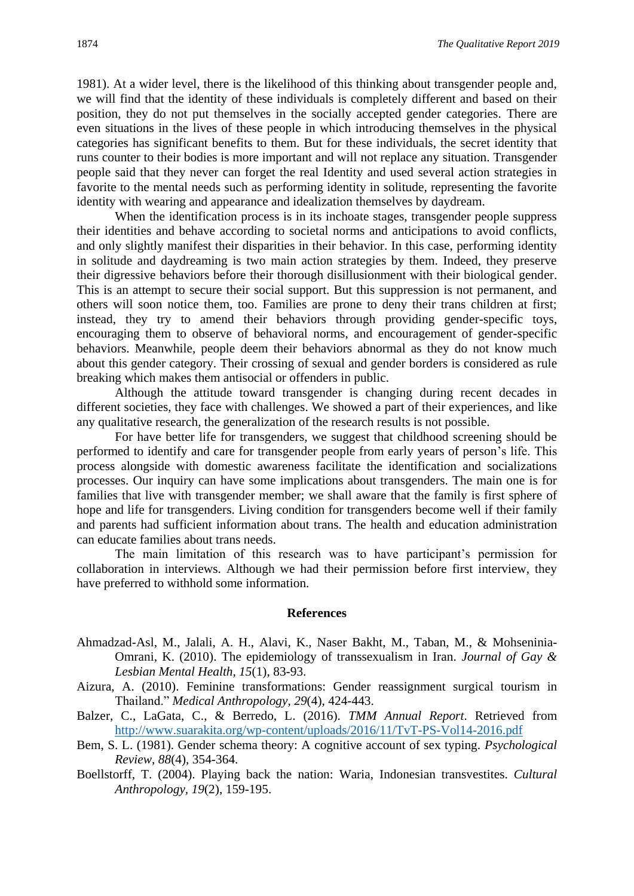1981). At a wider level, there is the likelihood of this thinking about transgender people and, we will find that the identity of these individuals is completely different and based on their position, they do not put themselves in the socially accepted gender categories. There are even situations in the lives of these people in which introducing themselves in the physical categories has significant benefits to them. But for these individuals, the secret identity that runs counter to their bodies is more important and will not replace any situation. Transgender people said that they never can forget the real Identity and used several action strategies in favorite to the mental needs such as performing identity in solitude, representing the favorite identity with wearing and appearance and idealization themselves by daydream.

When the identification process is in its inchoate stages, transgender people suppress their identities and behave according to societal norms and anticipations to avoid conflicts, and only slightly manifest their disparities in their behavior. In this case, performing identity in solitude and daydreaming is two main action strategies by them. Indeed, they preserve their digressive behaviors before their thorough disillusionment with their biological gender. This is an attempt to secure their social support. But this suppression is not permanent, and others will soon notice them, too. Families are prone to deny their trans children at first; instead, they try to amend their behaviors through providing gender-specific toys, encouraging them to observe of behavioral norms, and encouragement of gender-specific behaviors. Meanwhile, people deem their behaviors abnormal as they do not know much about this gender category. Their crossing of sexual and gender borders is considered as rule breaking which makes them antisocial or offenders in public.

Although the attitude toward transgender is changing during recent decades in different societies, they face with challenges. We showed a part of their experiences, and like any qualitative research, the generalization of the research results is not possible.

For have better life for transgenders, we suggest that childhood screening should be performed to identify and care for transgender people from early years of person's life. This process alongside with domestic awareness facilitate the identification and socializations processes. Our inquiry can have some implications about transgenders. The main one is for families that live with transgender member; we shall aware that the family is first sphere of hope and life for transgenders. Living condition for transgenders become well if their family and parents had sufficient information about trans. The health and education administration can educate families about trans needs.

The main limitation of this research was to have participant's permission for collaboration in interviews. Although we had their permission before first interview, they have preferred to withhold some information.

## References

Ahmadzad-Asl, M., Jalali, A. H., Alavi, K., Naser Bakht, M., Taban, M., & Mohseninia-Omrani, K. (2010). The epidemiology of transsexualism in Iran. *Journal of Gay & Lesbian Mental Health, 15*(1), 83-93.

Aizura, A. (2010). Feminine transformations: Gender reassignment surgical tourism in Thailand." *Medical Anthropology, 29*(4), 424-443.

Balzer, C., LaGata, C., & Berredo, L. (2016). *TMM Annual Report*. Retrieved from http://www.suarakita.org/wp-content/uploads/2016/11/TvT-PS-Vol14-2016.pdf

Bem, S. L. (1981). Gender schema theory: A cognitive account of sex typing. *Psychological Review*, *88*(4), 354-364.

Boellstorff, T. (2004). Playing back the nation: Waria, Indonesian transvestites. *Cultural Anthropology*, *19*(2), 159-195.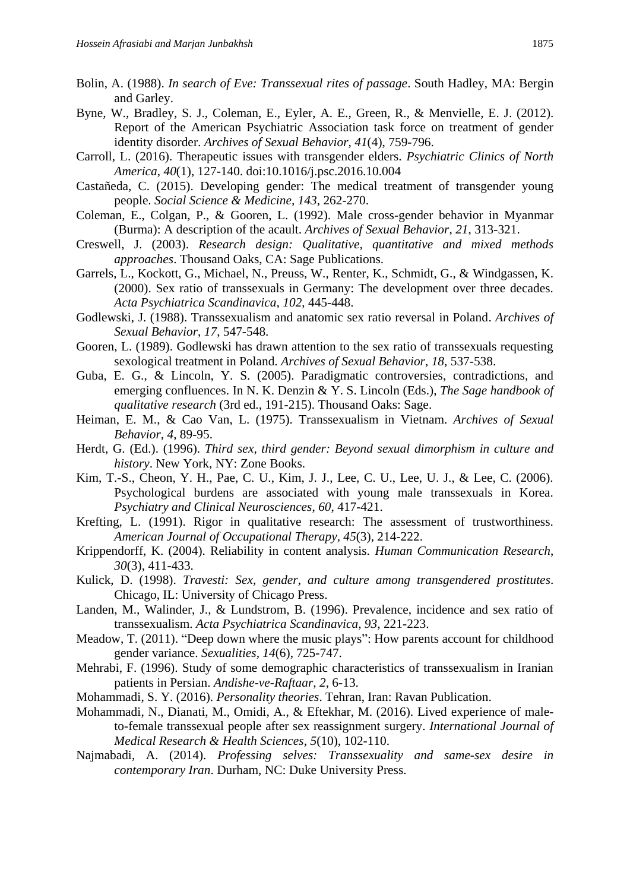Bolin, A. (1988). *In search of Eve: Transsexual rites of passage*. South Hadley, MA: Bergin and Garley.

Byne, W., Bradley, S. J., Coleman, E., Eyler, A. E., Green, R., & Menvielle, E. J. (2012). Report of the American Psychiatric Association task force on treatment of gender identity disorder. *Archives of Sexual Behavior*, *41*(4), 759-796.

Carroll, L. (2016). Therapeutic issues with transgender elders. *Psychiatric Clinics of North America*, *40*(1), 127-140. doi:10.1016/j.psc.2016.10.004

Castañeda, C. (2015). Developing gender: The medical treatment of transgender young people. *Social Science & Medicine*, *143*, 262-270.

Coleman, E., Colgan, P., & Gooren, L. (1992). Male cross-gender behavior in Myanmar (Burma): A description of the acault. *Archives of Sexual Behavior*, *21*, 313-321.

Creswell, J. (2003). *Research design: Qualitative, quantitative and mixed methods approaches*. Thousand Oaks, CA: Sage Publications.

Garrels, L., Kockott, G., Michael, N., Preuss, W., Renter, K., Schmidt, G., & Windgassen, K. (2000). Sex ratio of transsexuals in Germany: The development over three decades. *Acta Psychiatrica Scandinavica*, *102*, 445-448.

Godlewski, J. (1988). Transsexualism and anatomic sex ratio reversal in Poland. *Archives of Sexual Behavior*, *17*, 547-548.

Gooren, L. (1989). Godlewski has drawn attention to the sex ratio of transsexuals requesting sexological treatment in Poland. *Archives of Sexual Behavior*, *18*, 537-538.

Guba, E. G., & Lincoln, Y. S. (2005). Paradigmatic controversies, contradictions, and emerging confluences. In N. K. Denzin & Y. S. Lincoln (Eds.), *The Sage handbook of qualitative research* (3rd ed., 191-215). Thousand Oaks: Sage.

Heiman, E. M., & Cao Van, L. (1975). Transsexualism in Vietnam. *Archives of Sexual Behavior*, *4*, 89-95.

Herdt, G. (Ed.). (1996). *Third sex, third gender: Beyond sexual dimorphism in culture and history*. New York, NY: Zone Books.

Kim, T.-S., Cheon, Y. H., Pae, C. U., Kim, J. J., Lee, C. U., Lee, U. J., & Lee, C. (2006). Psychological burdens are associated with young male transsexuals in Korea. *Psychiatry and Clinical Neurosciences*, *60*, 417-421.

Krefting, L. (1991). Rigor in qualitative research: The assessment of trustworthiness. *American Journal of Occupational Therapy*, *45*(3), 214-222.

Krippendorff, K. (2004). Reliability in content analysis. *Human Communication Research*, *30*(3), 411-433.

Kulick, D. (1998). *Travesti: Sex, gender, and culture among transgendered prostitutes*. Chicago, IL: University of Chicago Press.

Landen, M., Walinder, J., & Lundstrom, B. (1996). Prevalence, incidence and sex ratio of transsexualism. *Acta Psychiatrica Scandinavica*, *93*, 221-223.

Meadow, T. (2011). "Deep down where the music plays": How parents account for childhood gender variance. *Sexualities*, *14*(6), 725-747.

Mehrabi, F. (1996). Study of some demographic characteristics of transsexualism in Iranian patients in Persian. *Andishe-ve-Raftaar*, *2*, 6-13.

Mohammadi, S. Y. (2016). *Personality theories*. Tehran, Iran: Ravan Publication.

Mohammadi, N., Dianati, M., Omidi, A., & Eftekhar, M. (2016). Lived experience of male-to-female transsexual people after sex reassignment surgery. *International Journal of Medical Research & Health Sciences*, *5*(10), 102-110.

Najmabadi, A. (2014). *Professing selves: Transsexuality and same-sex desire in contemporary Iran*. Durham, NC: Duke University Press.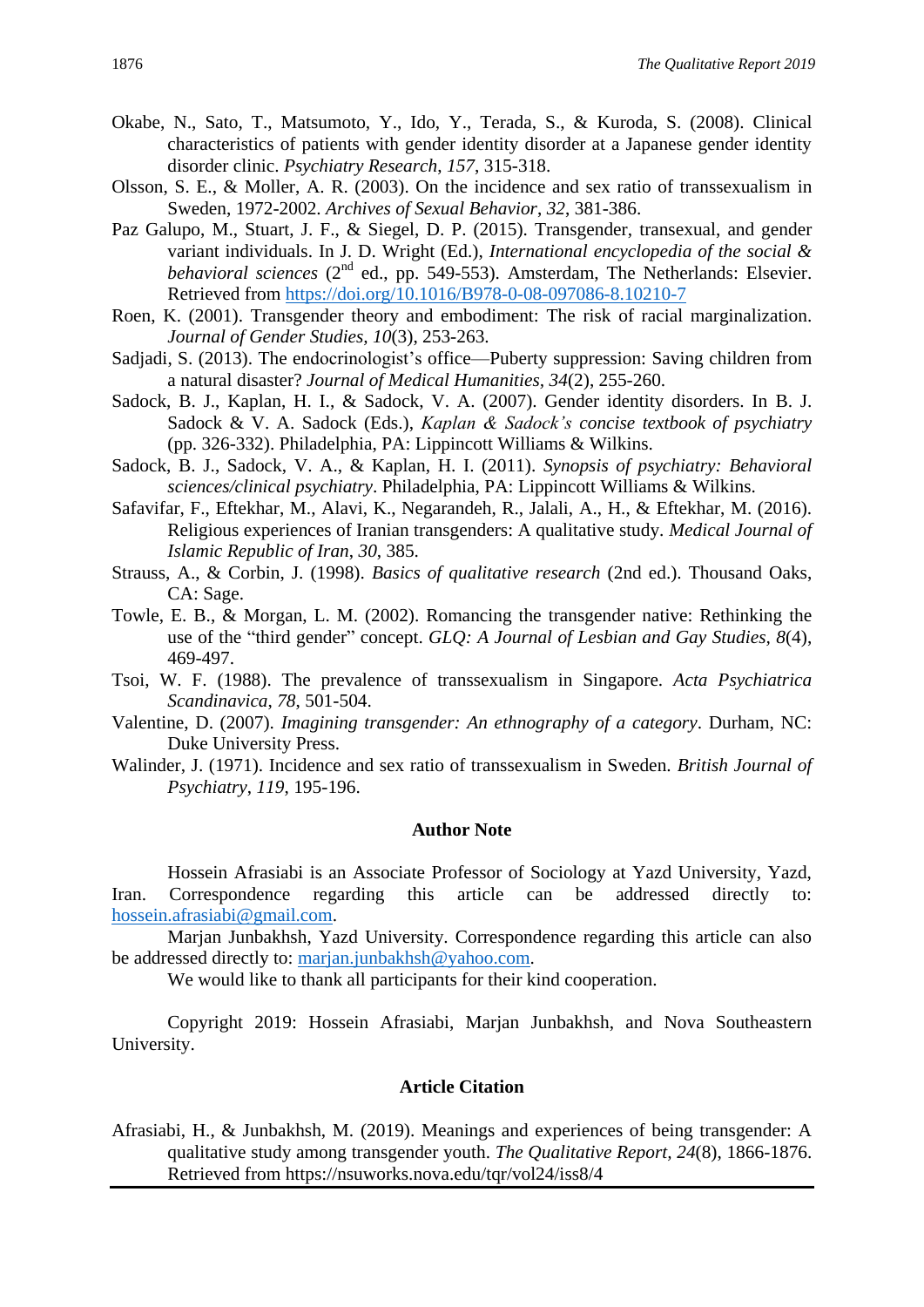Okabe, N., Sato, T., Matsumoto, Y., Ido, Y., Terada, S., & Kuroda, S. (2008). Clinical characteristics of patients with gender identity disorder at a Japanese gender identity disorder clinic. *Psychiatry Research*, *157*, 315-318.

Olsson, S. E., & Moller, A. R. (2003). On the incidence and sex ratio of transsexualism in Sweden, 1972-2002. *Archives of Sexual Behavior*, *32*, 381-386.

Paz Galupo, M., Stuart, J. F., & Siegel, D. P. (2015). Transgender, transexual, and gender variant individuals. In J. D. Wright (Ed.), *International encyclopedia of the social & behavioral sciences* (2nd ed., pp. 549-553). Amsterdam, The Netherlands: Elsevier. Retrieved from https://doi.org/10.1016/B978-0-08-097086-8.10210-7

Roen, K. (2001). Transgender theory and embodiment: The risk of racial marginalization. *Journal of Gender Studies*, *10*(3), 253-263.

Sadjadi, S. (2013). The endocrinologist's office—Puberty suppression: Saving children from a natural disaster? *Journal of Medical Humanities*, *34*(2), 255-260.

Sadock, B. J., Kaplan, H. I., & Sadock, V. A. (2007). Gender identity disorders. In B. J. Sadock & V. A. Sadock (Eds.), *Kaplan & Sadock's concise textbook of psychiatry* (pp. 326-332). Philadelphia, PA: Lippincott Williams & Wilkins.

Sadock, B. J., Sadock, V. A., & Kaplan, H. I. (2011). *Synopsis of psychiatry: Behavioral sciences/clinical psychiatry*. Philadelphia, PA: Lippincott Williams & Wilkins.

Safavifar, F., Eftekhar, M., Alavi, K., Negarandeh, R., Jalali, A., H., & Eftekhar, M. (2016). Religious experiences of Iranian transgenders: A qualitative study. *Medical Journal of Islamic Republic of Iran*, *30*, 385.

Strauss, A., & Corbin, J. (1998). *Basics of qualitative research* (2nd ed.). Thousand Oaks, CA: Sage.

Towle, E. B., & Morgan, L. M. (2002). Romancing the transgender native: Rethinking the use of the "third gender" concept. *GLQ: A Journal of Lesbian and Gay Studies*, *8*(4), 469-497.

Tsoi, W. F. (1988). The prevalence of transsexualism in Singapore. *Acta Psychiatrica Scandinavica*, *78*, 501-504.

Valentine, D. (2007). *Imagining transgender: An ethnography of a category*. Durham, NC: Duke University Press.

Walinder, J. (1971). Incidence and sex ratio of transsexualism in Sweden. *British Journal of Psychiatry*, *119*, 195-196.

## Author Note

Hossein Afrasiabi is an Associate Professor of Sociology at Yazd University, Yazd, Iran. Correspondence regarding this article can be addressed directly to: hossein.afrasiabi@gmail.com.

Marjan Junbakhsh, Yazd University. Correspondence regarding this article can also be addressed directly to: marjan.junbakhsh@yahoo.com.

We would like to thank all participants for their kind cooperation.

Copyright 2019: Hossein Afrasiabi, Marjan Junbakhsh, and Nova Southeastern University.

## Article Citation

Afrasiabi, H., & Junbakhsh, M. (2019). Meanings and experiences of being transgender: A qualitative study among transgender youth. *The Qualitative Report*, *24*(8), 1866-1876. Retrieved from https://nsuworks.nova.edu/tqr/vol24/iss8/4